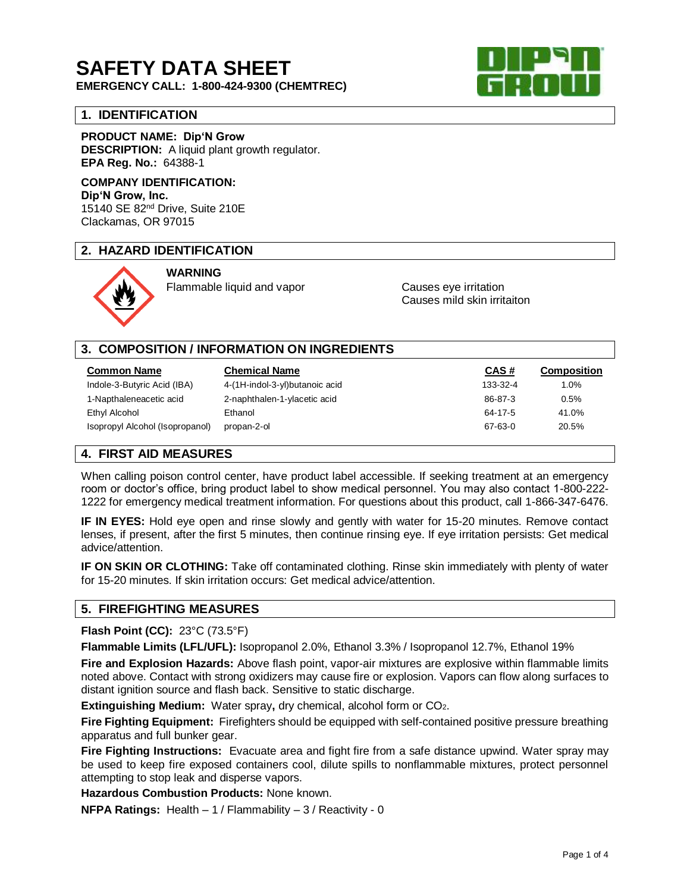# SAFETY DATA SHEET

**EMERGENCY CALL: 1-800-424-9300 (CHEMTREC)**

## 1. IDENTIFICATION

**PRODUCT NAME: Dip'N Grow**
**DESCRIPTION:** A liquid plant growth regulator.
**EPA Reg. No.:** 64388-1

**COMPANY IDENTIFICATION:**
**Dip'N Grow, Inc.**
15140 SE 82nd Drive, Suite 210E
Clackamas, OR 97015

## 2. HAZARD IDENTIFICATION

**WARNING**

Flammable liquid and vapor

Causes eye irritation
Causes mild skin irritaiton

## 3. COMPOSITION / INFORMATION ON INGREDIENTS

| Common Name | Chemical Name | CAS # | Composition |
|---|---|---|---|
| Indole-3-Butyric Acid (IBA) | 4-(1H-indol-3-yl)butanoic acid | 133-32-4 | 1.0% |
| 1-Naptheleneacetic acid | 2-naphthalen-1-ylacetic acid | 86-87-3 | 0.5% |
| Ethyl Alcohol | Ethanol | 64-17-5 | 41.0% |
| Isopropyl Alcohol (Isopropanol) | propan-2-ol | 67-63-0 | 20.5% |

## 4. FIRST AID MEASURES

When calling poison control center, have product label accessible. If seeking treatment at an emergency room or doctor's office, bring product label to show medical personnel. You may also contact 1-800-222-1222 for emergency medical treatment information. For questions about this product, call 1-866-347-6476.

**IF IN EYES:** Hold eye open and rinse slowly and gently with water for 15-20 minutes. Remove contact lenses, if present, after the first 5 minutes, then continue rinsing eye. If eye irritation persists: Get medical advice/attention.

**IF ON SKIN OR CLOTHING:** Take off contaminated clothing. Rinse skin immediately with plenty of water for 15-20 minutes. If skin irritation occurs: Get medical advice/attention.

## 5. FIREFIGHTING MEASURES

**Flash Point (CC):** 23°C (73.5°F)

**Flammable Limits (LFL/UFL):** Isopropanol 2.0%, Ethanol 3.3% / Isopropanol 12.7%, Ethanol 19%

**Fire and Explosion Hazards:** Above flash point, vapor-air mixtures are explosive within flammable limits noted above. Contact with strong oxidizers may cause fire or explosion. Vapors can flow along surfaces to distant ignition source and flash back. Sensitive to static discharge.

**Extinguishing Medium:** Water spray**,** dry chemical, alcohol form or $CO_2$.

**Fire Fighting Equipment:** Firefighters should be equipped with self-contained positive pressure breathing apparatus and full bunker gear.

**Fire Fighting Instructions:** Evacuate area and fight fire from a safe distance upwind. Water spray may be used to keep fire exposed containers cool, dilute spills to nonflammable mixtures, protect personnel attempting to stop leak and disperse vapors.

**Hazardous Combustion Products:** None known.

**NFPA Ratings:** Health – 1 / Flammability – 3 / Reactivity - 0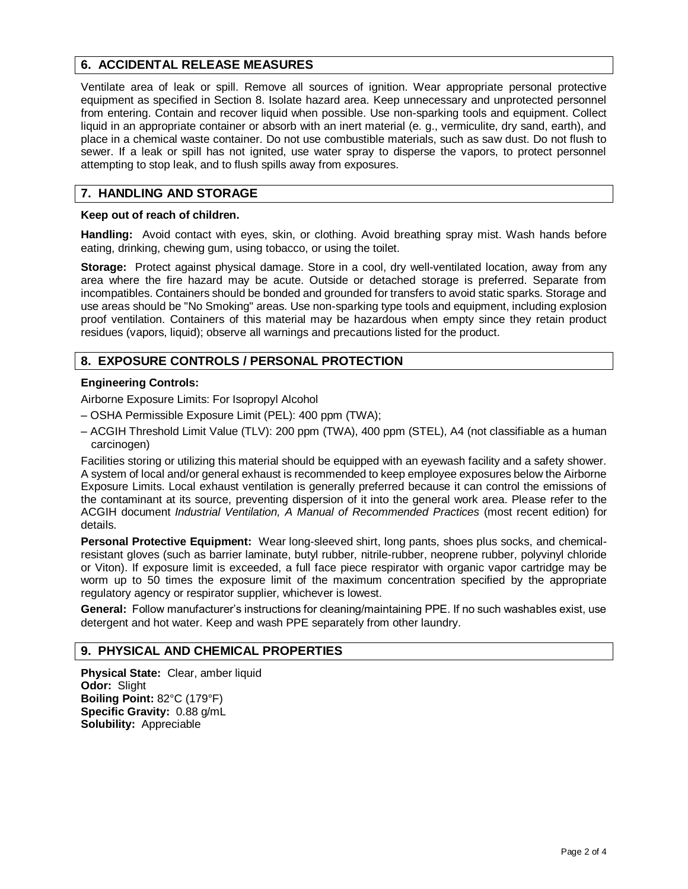## 6. ACCIDENTAL RELEASE MEASURES

Ventilate area of leak or spill. Remove all sources of ignition. Wear appropriate personal protective equipment as specified in Section 8. Isolate hazard area. Keep unnecessary and unprotected personnel from entering. Contain and recover liquid when possible. Use non-sparking tools and equipment. Collect liquid in an appropriate container or absorb with an inert material (e. g., vermiculite, dry sand, earth), and place in a chemical waste container. Do not use combustible materials, such as saw dust. Do not flush to sewer. If a leak or spill has not ignited, use water spray to disperse the vapors, to protect personnel attempting to stop leak, and to flush spills away from exposures.

## 7. HANDLING AND STORAGE

**Keep out of reach of children.**

**Handling:** Avoid contact with eyes, skin, or clothing. Avoid breathing spray mist. Wash hands before eating, drinking, chewing gum, using tobacco, or using the toilet.

**Storage:** Protect against physical damage. Store in a cool, dry well-ventilated location, away from any area where the fire hazard may be acute. Outside or detached storage is preferred. Separate from incompatibles. Containers should be bonded and grounded for transfers to avoid static sparks. Storage and use areas should be "No Smoking" areas. Use non-sparking type tools and equipment, including explosion proof ventilation. Containers of this material may be hazardous when empty since they retain product residues (vapors, liquid); observe all warnings and precautions listed for the product.

## 8. EXPOSURE CONTROLS / PERSONAL PROTECTION

**Engineering Controls:**

Airborne Exposure Limits: For Isopropyl Alcohol

– OSHA Permissible Exposure Limit (PEL): 400 ppm (TWA);

– ACGIH Threshold Limit Value (TLV): 200 ppm (TWA), 400 ppm (STEL), A4 (not classifiable as a human carcinogen)

Facilities storing or utilizing this material should be equipped with an eyewash facility and a safety shower. A system of local and/or general exhaust is recommended to keep employee exposures below the Airborne Exposure Limits. Local exhaust ventilation is generally preferred because it can control the emissions of the contaminant at its source, preventing dispersion of it into the general work area. Please refer to the ACGIH document *Industrial Ventilation, A Manual of Recommended Practices* (most recent edition) for details.

**Personal Protective Equipment:** Wear long-sleeved shirt, long pants, shoes plus socks, and chemical-resistant gloves (such as barrier laminate, butyl rubber, nitrile-rubber, neoprene rubber, polyvinyl chloride or Viton). If exposure limit is exceeded, a full face piece respirator with organic vapor cartridge may be worm up to 50 times the exposure limit of the maximum concentration specified by the appropriate regulatory agency or respirator supplier, whichever is lowest.

**General:** Follow manufacturer's instructions for cleaning/maintaining PPE. If no such washables exist, use detergent and hot water. Keep and wash PPE separately from other laundry.

## 9. PHYSICAL AND CHEMICAL PROPERTIES

**Physical State:** Clear, amber liquid
**Odor:** Slight
**Boiling Point:** 82°C (179°F)
**Specific Gravity:** 0.88 g/mL
**Solubility:** Appreciable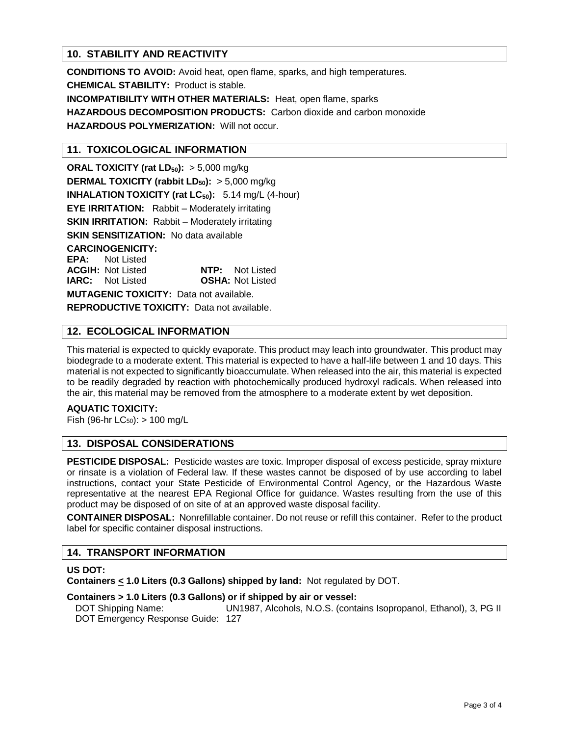## 10. STABILITY AND REACTIVITY

**CONDITIONS TO AVOID:** Avoid heat, open flame, sparks, and high temperatures.

**CHEMICAL STABILITY:** Product is stable.

**INCOMPATIBILITY WITH OTHER MATERIALS:** Heat, open flame, sparks

**HAZARDOUS DECOMPOSITION PRODUCTS:** Carbon dioxide and carbon monoxide

**HAZARDOUS POLYMERIZATION:** Will not occur.

## 11. TOXICOLOGICAL INFORMATION

**ORAL TOXICITY (rat $LD_{50}$):** > 5,000 mg/kg

**DERMAL TOXICITY (rabbit $LD_{50}$):** > 5,000 mg/kg

**INHALATION TOXICITY (rat $LC_{50}$):** 5.14 mg/L (4-hour)

**EYE IRRITATION:** Rabbit – Moderately irritating

**SKIN IRRITATION:** Rabbit – Moderately irritating

**SKIN SENSITIZATION:** No data available

**CARCINOGENICITY:**

**EPA:** Not Listed

**ACGIH:** Not Listed **NTP:** Not Listed

**IARC:** Not Listed **OSHA:** Not Listed

**MUTAGENIC TOXICITY:** Data not available.

**REPRODUCTIVE TOXICITY:** Data not available.

## 12. ECOLOGICAL INFORMATION

This material is expected to quickly evaporate. This product may leach into groundwater. This product may biodegrade to a moderate extent. This material is expected to have a half-life between 1 and 10 days. This material is not expected to significantly bioaccumulate. When released into the air, this material is expected to be readily degraded by reaction with photochemically produced hydroxyl radicals. When released into the air, this material may be removed from the atmosphere to a moderate extent by wet deposition.

**AQUATIC TOXICITY:**

Fish (96-hr $LC_{50}$): > 100 mg/L

## 13. DISPOSAL CONSIDERATIONS

**PESTICIDE DISPOSAL:** Pesticide wastes are toxic. Improper disposal of excess pesticide, spray mixture or rinsate is a violation of Federal law. If these wastes cannot be disposed of by use according to label instructions, contact your State Pesticide of Environmental Control Agency, or the Hazardous Waste representative at the nearest EPA Regional Office for guidance. Wastes resulting from the use of this product may be disposed of on site of at an approved waste disposal facility.

**CONTAINER DISPOSAL:** Nonrefillable container. Do not reuse or refill this container. Refer to the product label for specific container disposal instructions.

## 14. TRANSPORT INFORMATION

**US DOT:**

**Containers ≤ 1.0 Liters (0.3 Gallons) shipped by land:** Not regulated by DOT.

**Containers > 1.0 Liters (0.3 Gallons) or if shipped by air or vessel:**

DOT Shipping Name: UN1987, Alcohols, N.O.S. (contains Isopropanol, Ethanol), 3, PG II

DOT Emergency Response Guide: 127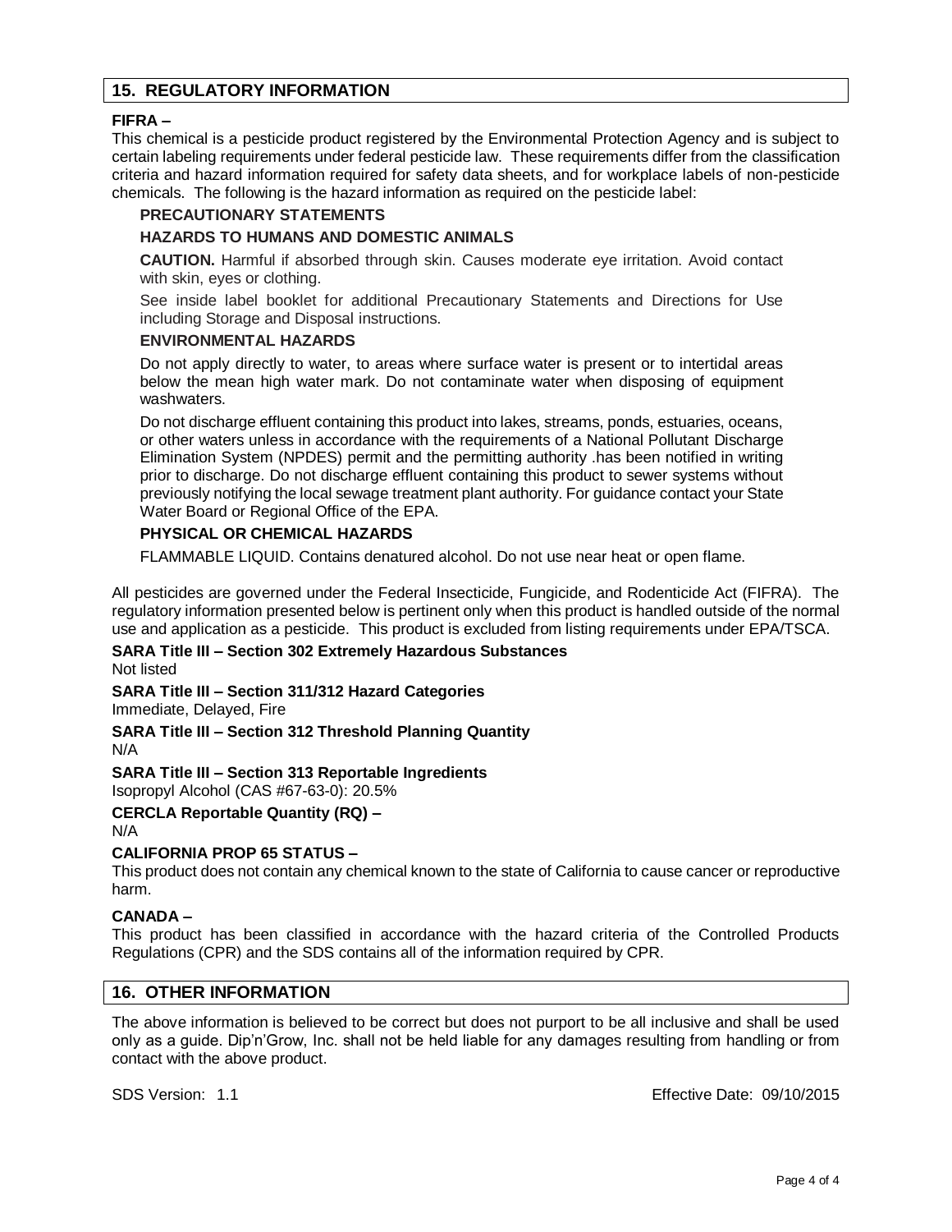## 15. REGULATORY INFORMATION

**FIFRA –**

This chemical is a pesticide product registered by the Environmental Protection Agency and is subject to certain labeling requirements under federal pesticide law. These requirements differ from the classification criteria and hazard information required for safety data sheets, and for workplace labels of non-pesticide chemicals. The following is the hazard information as required on the pesticide label:

**PRECAUTIONARY STATEMENTS**

**HAZARDS TO HUMANS AND DOMESTIC ANIMALS**

**CAUTION.** Harmful if absorbed through skin. Causes moderate eye irritation. Avoid contact with skin, eyes or clothing.

See inside label booklet for additional Precautionary Statements and Directions for Use including Storage and Disposal instructions.

**ENVIRONMENTAL HAZARDS**

Do not apply directly to water, to areas where surface water is present or to intertidal areas below the mean high water mark. Do not contaminate water when disposing of equipment washwaters.

Do not discharge effluent containing this product into lakes, streams, ponds, estuaries, oceans, or other waters unless in accordance with the requirements of a National Pollutant Discharge Elimination System (NPDES) permit and the permitting authority .has been notified in writing prior to discharge. Do not discharge effluent containing this product to sewer systems without previously notifying the local sewage treatment plant authority. For guidance contact your State Water Board or Regional Office of the EPA.

**PHYSICAL OR CHEMICAL HAZARDS**

FLAMMABLE LIQUID. Contains denatured alcohol. Do not use near heat or open flame.

All pesticides are governed under the Federal Insecticide, Fungicide, and Rodenticide Act (FIFRA). The regulatory information presented below is pertinent only when this product is handled outside of the normal use and application as a pesticide. This product is excluded from listing requirements under EPA/TSCA.

**SARA Title III – Section 302 Extremely Hazardous Substances**
Not listed

**SARA Title III – Section 311/312 Hazard Categories**
Immediate, Delayed, Fire

**SARA Title III – Section 312 Threshold Planning Quantity**
N/A

**SARA Title III – Section 313 Reportable Ingredients**
Isopropyl Alcohol (CAS #67-63-0): 20.5%

**CERCLA Reportable Quantity (RQ) –**
N/A

**CALIFORNIA PROP 65 STATUS –**
This product does not contain any chemical known to the state of California to cause cancer or reproductive harm.

**CANADA –**
This product has been classified in accordance with the hazard criteria of the Controlled Products Regulations (CPR) and the SDS contains all of the information required by CPR.

## 16. OTHER INFORMATION

The above information is believed to be correct but does not purport to be all inclusive and shall be used only as a guide. Dip'n'Grow, Inc. shall not be held liable for any damages resulting from handling or from contact with the above product.

SDS Version: 1.1 Effective Date: 09/10/2015